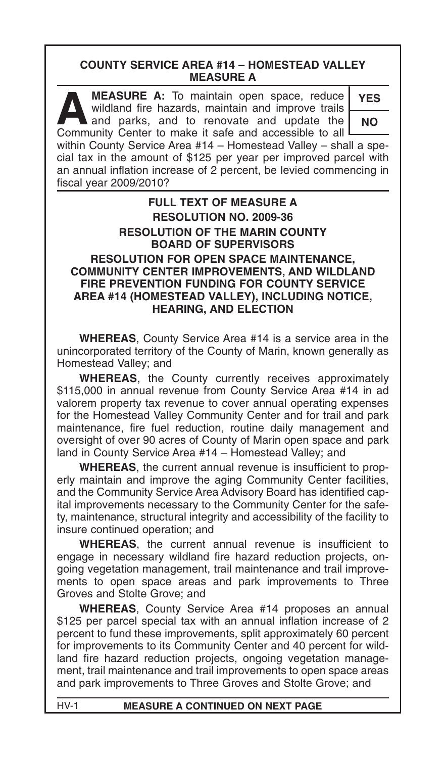## COUNTY SERVICE AREA #14 – HOMESTEAD VALLEY MEASURE A

**A** **MEASURE A:** To maintain open space, reduce wildland fire hazards, maintain and improve trails and parks, and to renovate and update the Community Center to make it safe and accessible to all within County Service Area #14 – Homestead Valley – shall a special tax in the amount of $125 per year per improved parcel with an annual inflation increase of 2 percent, be levied commencing in fiscal year 2009/2010?

| YES |
|---|
| NO |

## FULL TEXT OF MEASURE A

### RESOLUTION NO. 2009-36

### RESOLUTION OF THE MARIN COUNTY BOARD OF SUPERVISORS

### RESOLUTION FOR OPEN SPACE MAINTENANCE, COMMUNITY CENTER IMPROVEMENTS, AND WILDLAND FIRE PREVENTION FUNDING FOR COUNTY SERVICE AREA #14 (HOMESTEAD VALLEY), INCLUDING NOTICE, HEARING, AND ELECTION

**WHEREAS**, County Service Area #14 is a service area in the unincorporated territory of the County of Marin, known generally as Homestead Valley; and

**WHEREAS**, the County currently receives approximately $115,000 in annual revenue from County Service Area #14 in ad valorem property tax revenue to cover annual operating expenses for the Homestead Valley Community Center and for trail and park maintenance, fire fuel reduction, routine daily management and oversight of over 90 acres of County of Marin open space and park land in County Service Area #14 – Homestead Valley; and

**WHEREAS**, the current annual revenue is insufficient to properly maintain and improve the aging Community Center facilities, and the Community Service Area Advisory Board has identified capital improvements necessary to the Community Center for the safety, maintenance, structural integrity and accessibility of the facility to insure continued operation; and

**WHEREAS**, the current annual revenue is insufficient to engage in necessary wildland fire hazard reduction projects, ongoing vegetation management, trail maintenance and trail improvements to open space areas and park improvements to Three Groves and Stolte Grove; and

**WHEREAS**, County Service Area #14 proposes an annual $125 per parcel special tax with an annual inflation increase of 2 percent to fund these improvements, split approximately 60 percent for improvements to its Community Center and 40 percent for wildland fire hazard reduction projects, ongoing vegetation management, trail maintenance and trail improvements to open space areas and park improvements to Three Groves and Stolte Grove; and

**MEASURE A CONTINUED ON NEXT PAGE**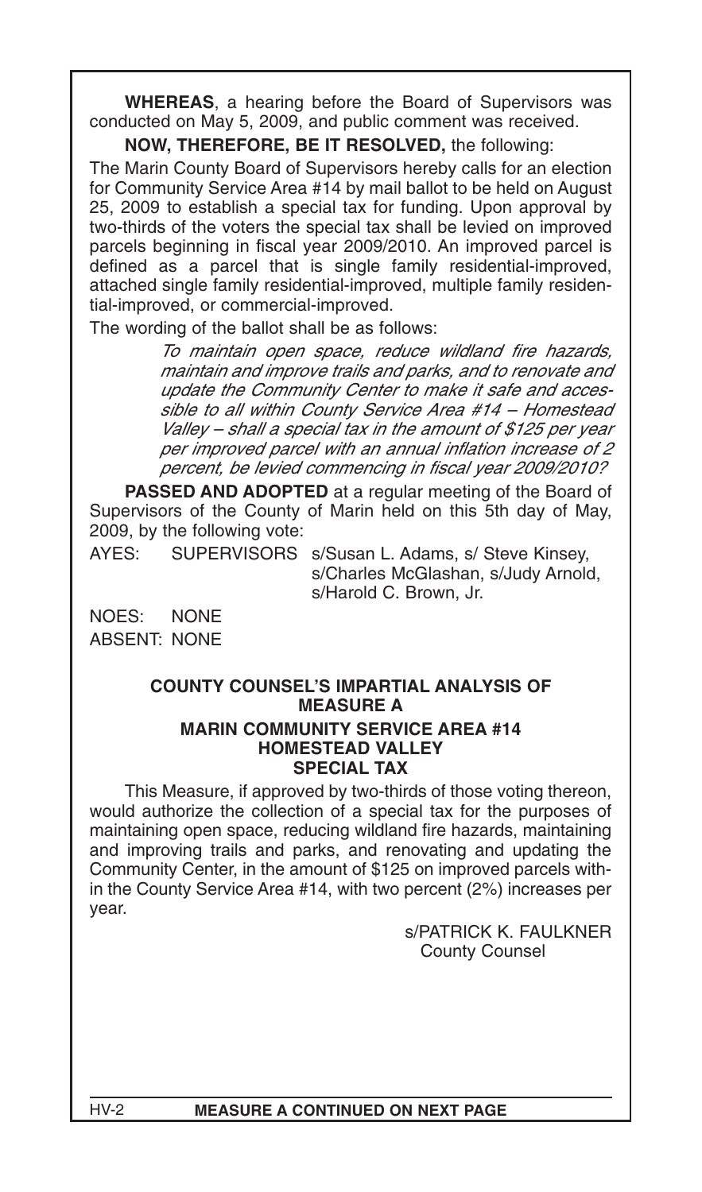**WHEREAS**, a hearing before the Board of Supervisors was conducted on May 5, 2009, and public comment was received.

**NOW, THEREFORE, BE IT RESOLVED,** the following:

The Marin County Board of Supervisors hereby calls for an election for Community Service Area #14 by mail ballot to be held on August 25, 2009 to establish a special tax for funding. Upon approval by two-thirds of the voters the special tax shall be levied on improved parcels beginning in fiscal year 2009/2010. An improved parcel is defined as a parcel that is single family residential-improved, attached single family residential-improved, multiple family residential-improved, or commercial-improved.

The wording of the ballot shall be as follows:

> *To maintain open space, reduce wildland fire hazards, maintain and improve trails and parks, and to renovate and update the Community Center to make it safe and accessible to all within County Service Area #14 – Homestead Valley – shall a special tax in the amount of $125 per year per improved parcel with an annual inflation increase of 2 percent, be levied commencing in fiscal year 2009/2010?*

**PASSED AND ADOPTED** at a regular meeting of the Board of Supervisors of the County of Marin held on this 5th day of May, 2009, by the following vote:

AYES: SUPERVISORS s/Susan L. Adams, s/ Steve Kinsey, s/Charles McGlashan, s/Judy Arnold, s/Harold C. Brown, Jr.

NOES: NONE

ABSENT: NONE

**COUNTY COUNSEL'S IMPARTIAL ANALYSIS OF MEASURE A**
**MARIN COMMUNITY SERVICE AREA #14**
**HOMESTEAD VALLEY**
**SPECIAL TAX**

This Measure, if approved by two-thirds of those voting thereon, would authorize the collection of a special tax for the purposes of maintaining open space, reducing wildland fire hazards, maintaining and improving trails and parks, and renovating and updating the Community Center, in the amount of $125 on improved parcels within the County Service Area #14, with two percent (2%) increases per year.

s/PATRICK K. FAULKNER
County Counsel

**MEASURE A CONTINUED ON NEXT PAGE**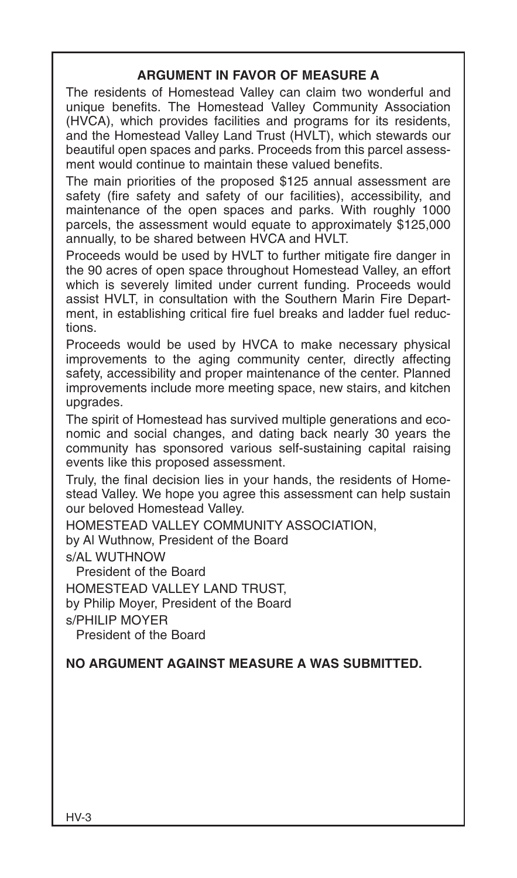## ARGUMENT IN FAVOR OF MEASURE A

The residents of Homestead Valley can claim two wonderful and unique benefits. The Homestead Valley Community Association (HVCA), which provides facilities and programs for its residents, and the Homestead Valley Land Trust (HVLT), which stewards our beautiful open spaces and parks. Proceeds from this parcel assessment would continue to maintain these valued benefits.

The main priorities of the proposed $125 annual assessment are safety (fire safety and safety of our facilities), accessibility, and maintenance of the open spaces and parks. With roughly 1000 parcels, the assessment would equate to approximately $125,000 annually, to be shared between HVCA and HVLT.

Proceeds would be used by HVLT to further mitigate fire danger in the 90 acres of open space throughout Homestead Valley, an effort which is severely limited under current funding. Proceeds would assist HVLT, in consultation with the Southern Marin Fire Department, in establishing critical fire fuel breaks and ladder fuel reductions.

Proceeds would be used by HVCA to make necessary physical improvements to the aging community center, directly affecting safety, accessibility and proper maintenance of the center. Planned improvements include more meeting space, new stairs, and kitchen upgrades.

The spirit of Homestead has survived multiple generations and economic and social changes, and dating back nearly 30 years the community has sponsored various self-sustaining capital raising events like this proposed assessment.

Truly, the final decision lies in your hands, the residents of Homestead Valley. We hope you agree this assessment can help sustain our beloved Homestead Valley.

HOMESTEAD VALLEY COMMUNITY ASSOCIATION,
by Al Wuthnow, President of the Board
s/AL WUTHNOW
President of the Board

HOMESTEAD VALLEY LAND TRUST,
by Philip Moyer, President of the Board
s/PHILIP MOYER
President of the Board

**NO ARGUMENT AGAINST MEASURE A WAS SUBMITTED.**